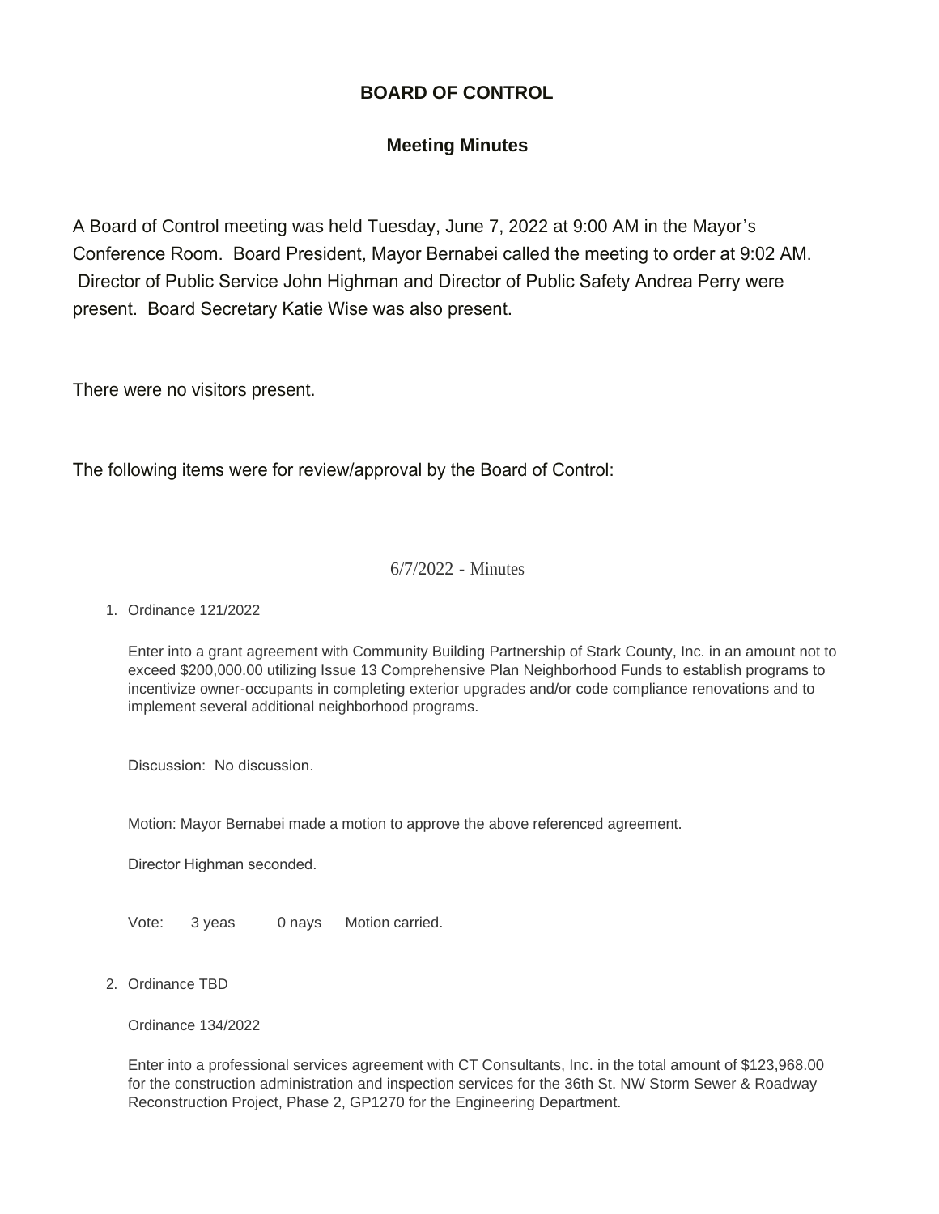# BOARD OF CONTROL

## Meeting Minutes

A Board of Control meeting was held Tuesday, June 7, 2022 at 9:00 AM in the Mayor's Conference Room. Board President, Mayor Bernabei called the meeting to order at 9:02 AM. Director of Public Service John Highman and Director of Public Safety Andrea Perry were present. Board Secretary Katie Wise was also present.

There were no visitors present.

The following items were for review/approval by the Board of Control:

6/7/2022 - Minutes

1. Ordinance 121/2022

   Enter into a grant agreement with Community Building Partnership of Stark County, Inc. in an amount not to exceed $200,000.00 utilizing Issue 13 Comprehensive Plan Neighborhood Funds to establish programs to incentivize owner-occupants in completing exterior upgrades and/or code compliance renovations and to implement several additional neighborhood programs.

   Discussion: No discussion.

   Motion: Mayor Bernabei made a motion to approve the above referenced agreement.

   Director Highman seconded.

   Vote: 3 yeas 0 nays Motion carried.

2. Ordinance TBD

   Ordinance 134/2022

   Enter into a professional services agreement with CT Consultants, Inc. in the total amount of $123,968.00 for the construction administration and inspection services for the 36th St. NW Storm Sewer & Roadway Reconstruction Project, Phase 2, GP1270 for the Engineering Department.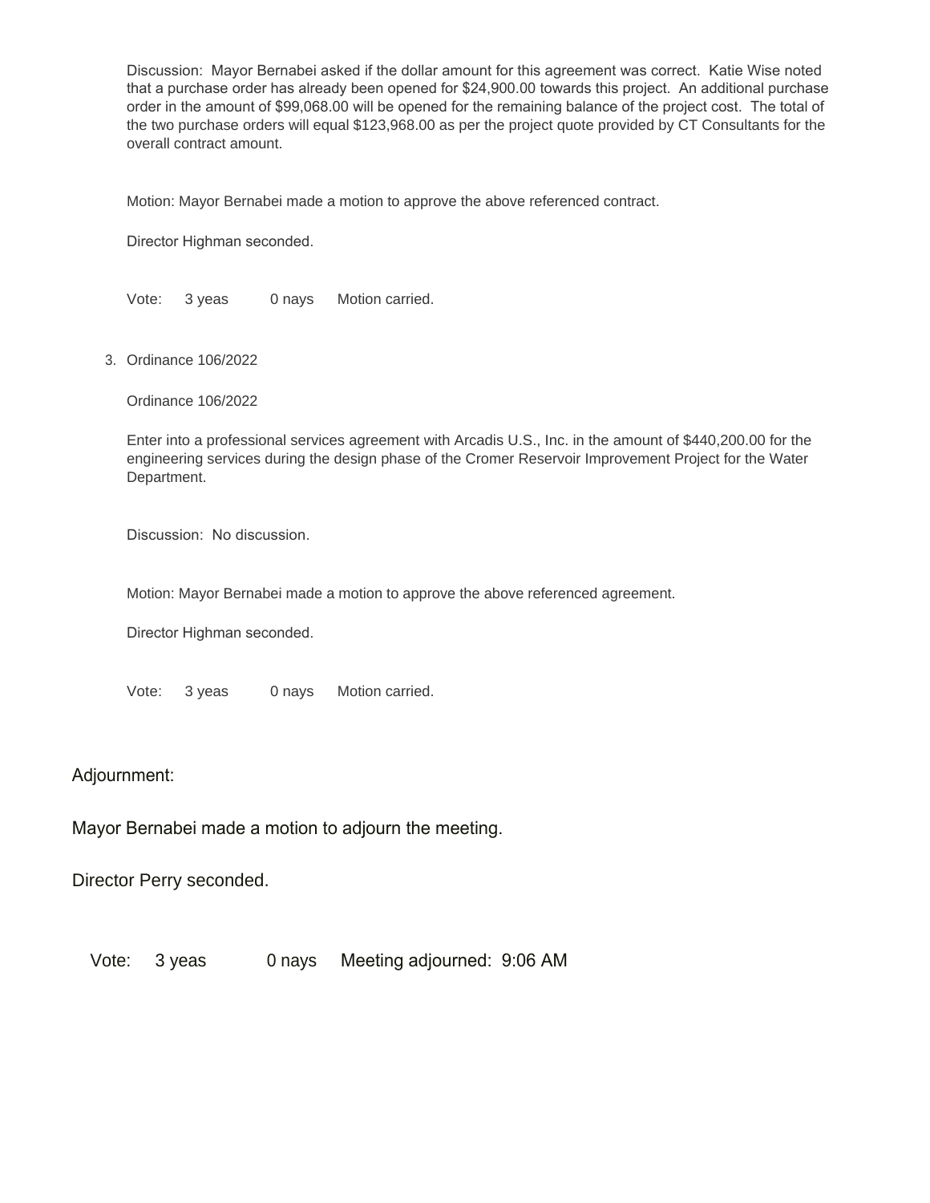Discussion: Mayor Bernabei asked if the dollar amount for this agreement was correct. Katie Wise noted that a purchase order has already been opened for $24,900.00 towards this project. An additional purchase order in the amount of $99,068.00 will be opened for the remaining balance of the project cost. The total of the two purchase orders will equal $123,968.00 as per the project quote provided by CT Consultants for the overall contract amount.

Motion: Mayor Bernabei made a motion to approve the above referenced contract.

Director Highman seconded.

Vote: 3 yeas 0 nays Motion carried.

3. Ordinance 106/2022

   Ordinance 106/2022

   Enter into a professional services agreement with Arcadis U.S., Inc. in the amount of $440,200.00 for the engineering services during the design phase of the Cromer Reservoir Improvement Project for the Water Department.

   Discussion: No discussion.

   Motion: Mayor Bernabei made a motion to approve the above referenced agreement.

   Director Highman seconded.

   Vote: 3 yeas 0 nays Motion carried.

Adjournment:

Mayor Bernabei made a motion to adjourn the meeting.

Director Perry seconded.

Vote: 3 yeas 0 nays Meeting adjourned: 9:06 AM